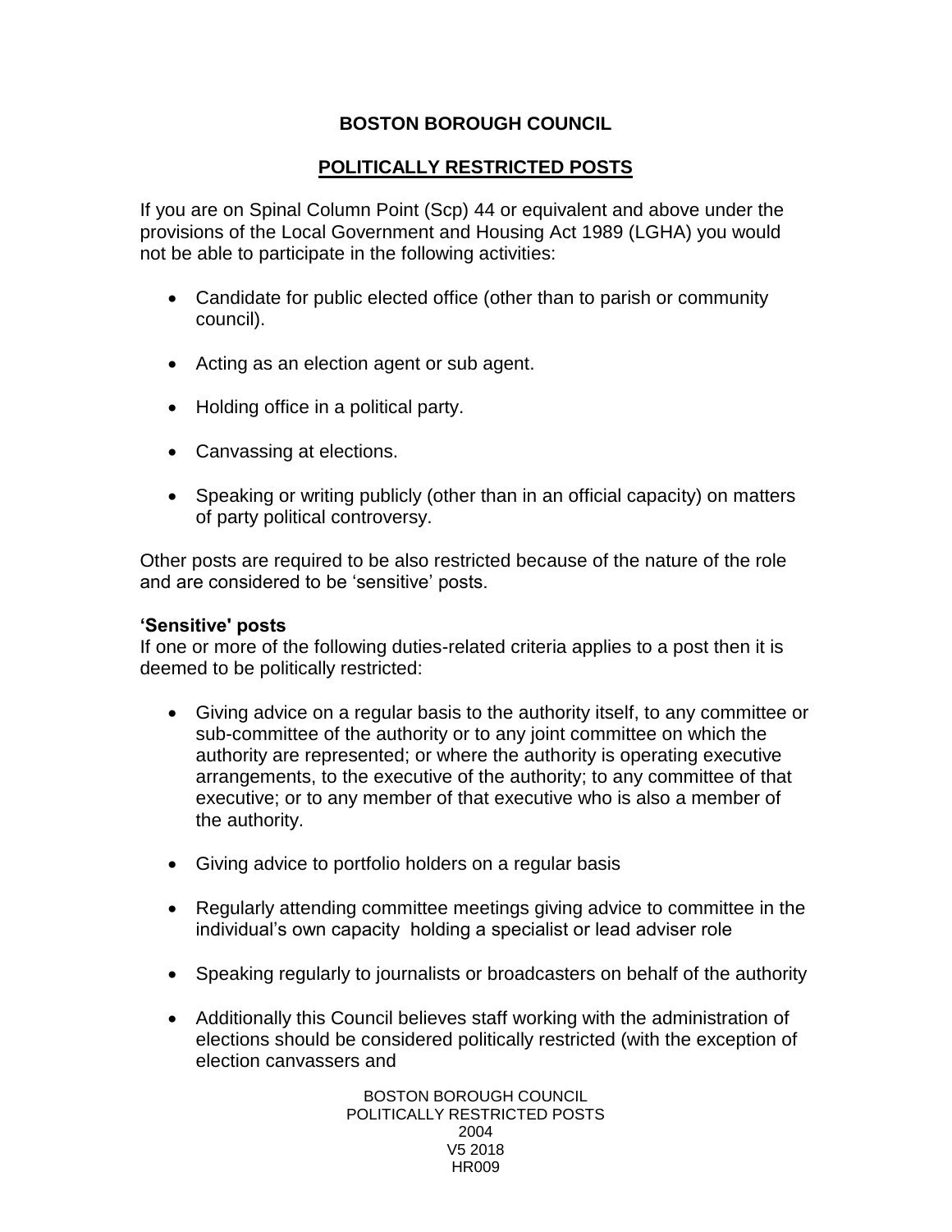# BOSTON BOROUGH COUNCIL

## POLITICALLY RESTRICTED POSTS

If you are on Spinal Column Point (Scp) 44 or equivalent and above under the provisions of the Local Government and Housing Act 1989 (LGHA) you would not be able to participate in the following activities:

- Candidate for public elected office (other than to parish or community council).
- Acting as an election agent or sub agent.
- Holding office in a political party.
- Canvassing at elections.
- Speaking or writing publicly (other than in an official capacity) on matters of party political controversy.

Other posts are required to be also restricted because of the nature of the role and are considered to be 'sensitive' posts.

**'Sensitive' posts**

If one or more of the following duties-related criteria applies to a post then it is deemed to be politically restricted:

- Giving advice on a regular basis to the authority itself, to any committee or sub-committee of the authority or to any joint committee on which the authority are represented; or where the authority is operating executive arrangements, to the executive of the authority; to any committee of that executive; or to any member of that executive who is also a member of the authority.
- Giving advice to portfolio holders on a regular basis
- Regularly attending committee meetings giving advice to committee in the individual's own capacity holding a specialist or lead adviser role
- Speaking regularly to journalists or broadcasters on behalf of the authority
- Additionally this Council believes staff working with the administration of elections should be considered politically restricted (with the exception of election canvassers and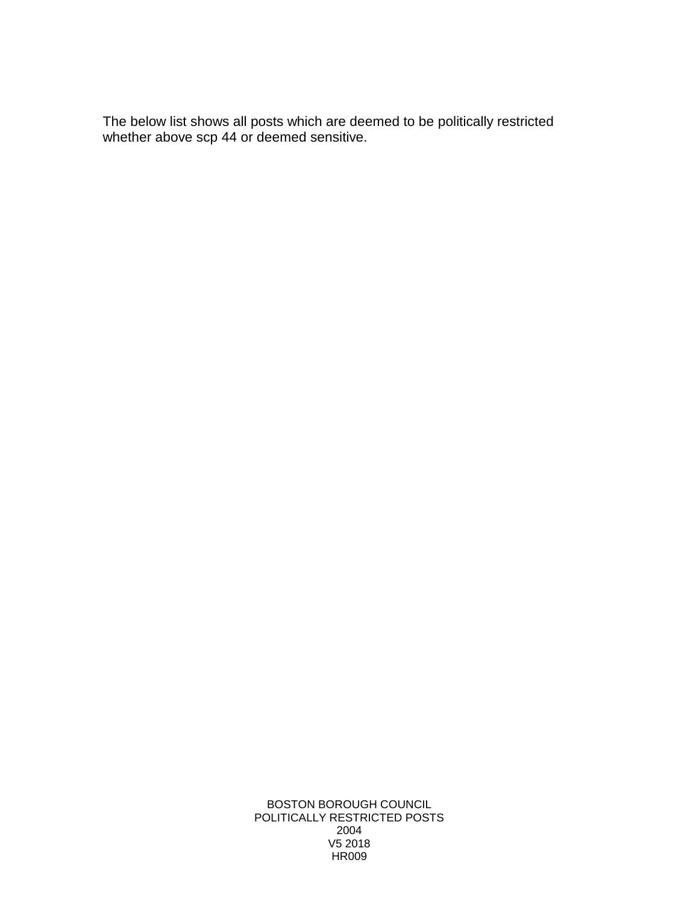The below list shows all posts which are deemed to be politically restricted whether above scp 44 or deemed sensitive.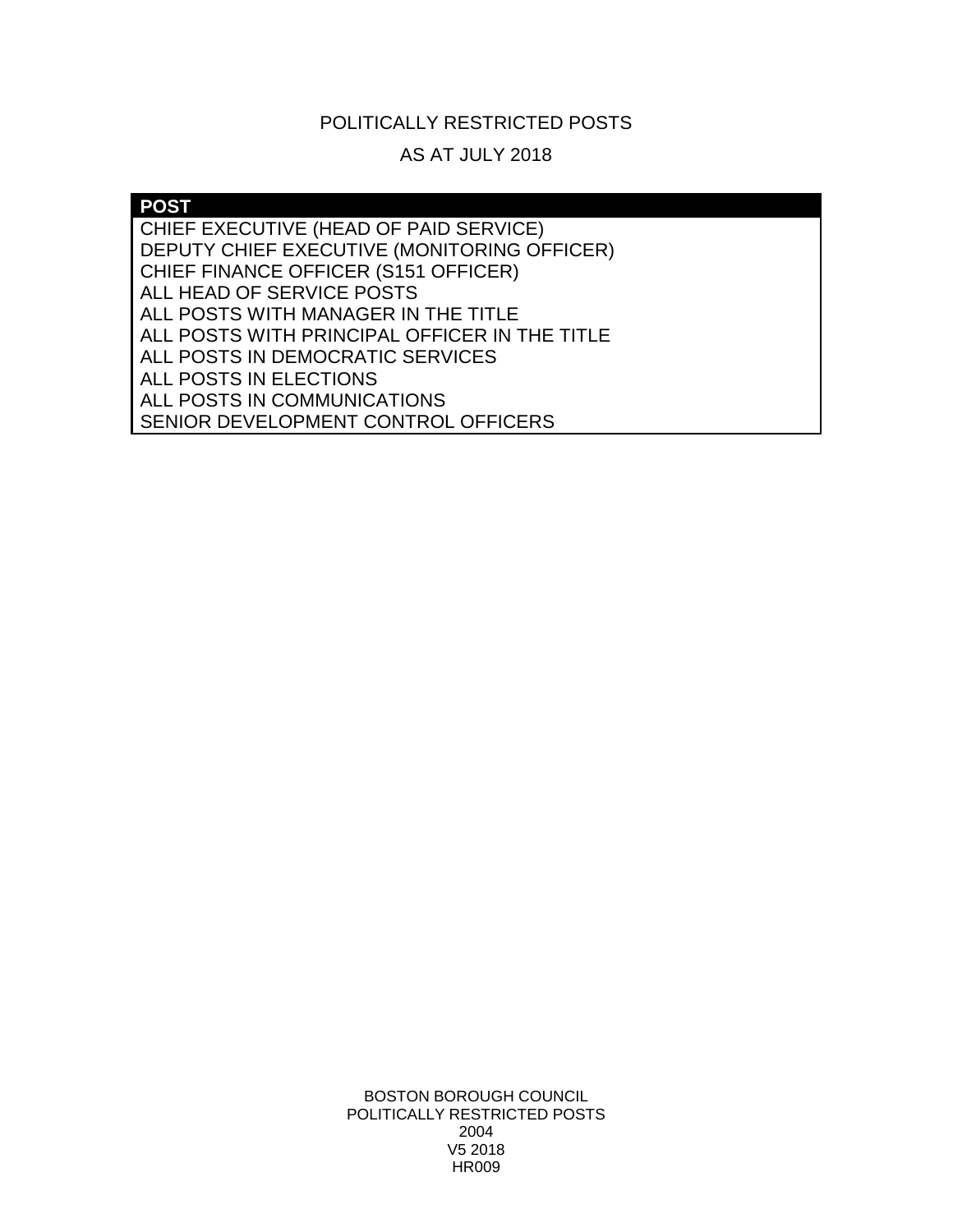POLITICALLY RESTRICTED POSTS

AS AT JULY 2018

| POST |
| --- |
| CHIEF EXECUTIVE (HEAD OF PAID SERVICE) |
| DEPUTY CHIEF EXECUTIVE (MONITORING OFFICER) |
| CHIEF FINANCE OFFICER (S151 OFFICER) |
| ALL HEAD OF SERVICE POSTS |
| ALL POSTS WITH MANAGER IN THE TITLE |
| ALL POSTS WITH PRINCIPAL OFFICER IN THE TITLE |
| ALL POSTS IN DEMOCRATIC SERVICES |
| ALL POSTS IN ELECTIONS |
| ALL POSTS IN COMMUNICATIONS |
| SENIOR DEVELOPMENT CONTROL OFFICERS |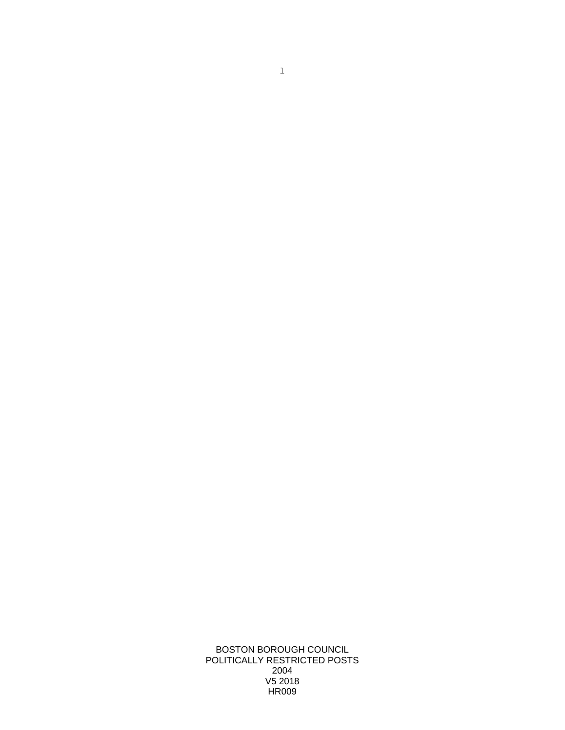BOSTON BOROUGH COUNCIL
POLITICALLY RESTRICTED POSTS
2004
V5 2018
HR009